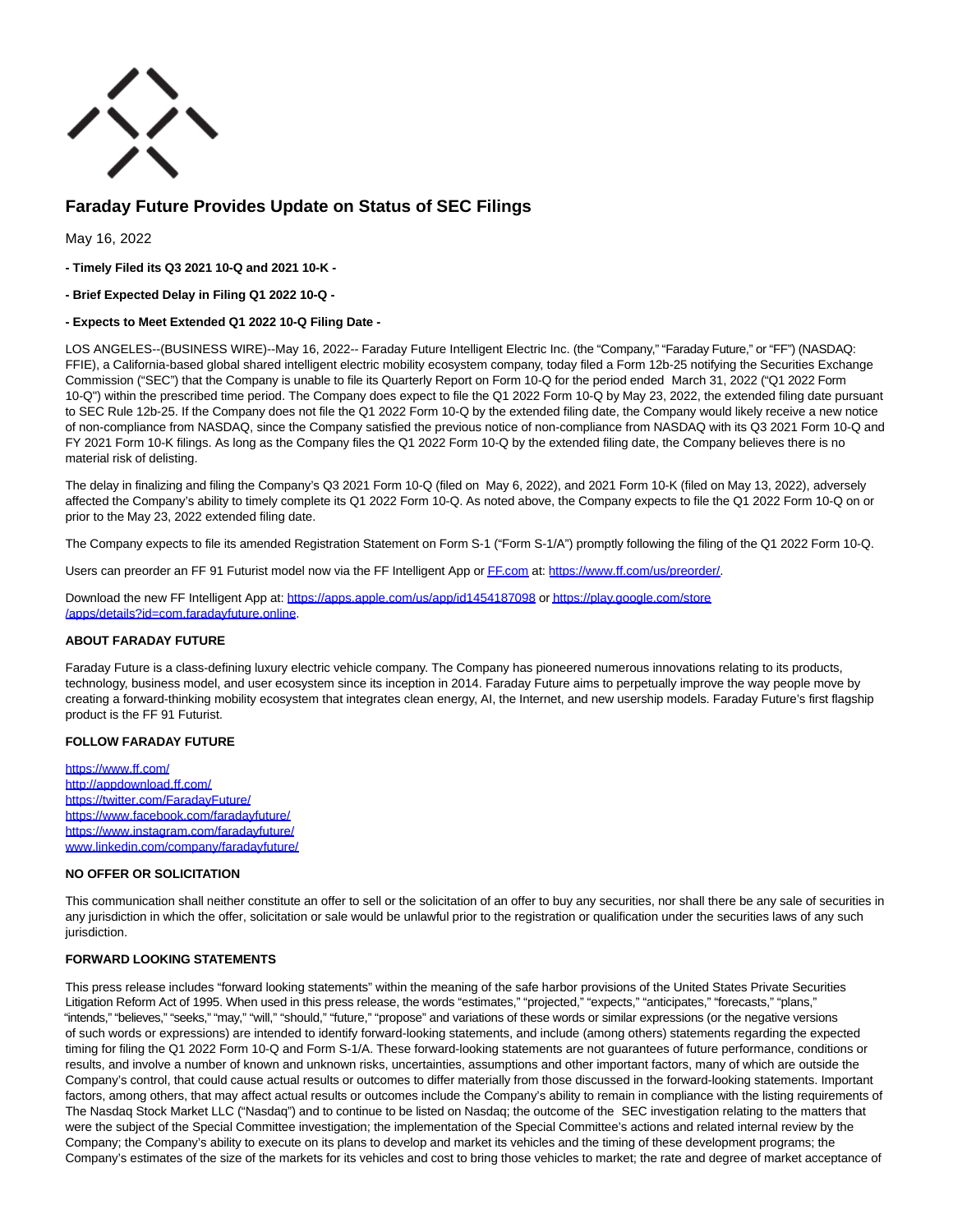# Faraday Future Provides Update on Status of SEC Filings

May 16, 2022

**- Timely Filed its Q3 2021 10-Q and 2021 10-K -**

**- Brief Expected Delay in Filing Q1 2022 10-Q -**

**- Expects to Meet Extended Q1 2022 10-Q Filing Date -**

LOS ANGELES--(BUSINESS WIRE)--May 16, 2022-- Faraday Future Intelligent Electric Inc. (the "Company," "Faraday Future," or "FF") (NASDAQ: FFIE), a California-based global shared intelligent electric mobility ecosystem company, today filed a Form 12b-25 notifying the Securities Exchange Commission ("SEC") that the Company is unable to file its Quarterly Report on Form 10-Q for the period ended March 31, 2022 ("Q1 2022 Form 10-Q") within the prescribed time period. The Company does expect to file the Q1 2022 Form 10-Q by May 23, 2022, the extended filing date pursuant to SEC Rule 12b-25. If the Company does not file the Q1 2022 Form 10-Q by the extended filing date, the Company would likely receive a new notice of non-compliance from NASDAQ, since the Company satisfied the previous notice of non-compliance from NASDAQ with its Q3 2021 Form 10-Q and FY 2021 Form 10-K filings. As long as the Company files the Q1 2022 Form 10-Q by the extended filing date, the Company believes there is no material risk of delisting.

The delay in finalizing and filing the Company's Q3 2021 Form 10-Q (filed on May 6, 2022), and 2021 Form 10-K (filed on May 13, 2022), adversely affected the Company's ability to timely complete its Q1 2022 Form 10-Q. As noted above, the Company expects to file the Q1 2022 Form 10-Q on or prior to the May 23, 2022 extended filing date.

The Company expects to file its amended Registration Statement on Form S-1 ("Form S-1/A") promptly following the filing of the Q1 2022 Form 10-Q.

Users can preorder an FF 91 Futurist model now via the FF Intelligent App or FF.com at: https://www.ff.com/us/preorder/.

Download the new FF Intelligent App at: https://apps.apple.com/us/app/id1454187098 or https://play.google.com/store/apps/details?id=com.faradayfuture.online.

**ABOUT FARADAY FUTURE**

Faraday Future is a class-defining luxury electric vehicle company. The Company has pioneered numerous innovations relating to its products, technology, business model, and user ecosystem since its inception in 2014. Faraday Future aims to perpetually improve the way people move by creating a forward-thinking mobility ecosystem that integrates clean energy, AI, the Internet, and new usership models. Faraday Future's first flagship product is the FF 91 Futurist.

**FOLLOW FARADAY FUTURE**

https://www.ff.com/
http://appdownload.ff.com/
https://twitter.com/FaradayFuture/
https://www.facebook.com/faradayfuture/
https://www.instagram.com/faradayfuture/
www.linkedin.com/company/faradayfuture/

**NO OFFER OR SOLICITATION**

This communication shall neither constitute an offer to sell or the solicitation of an offer to buy any securities, nor shall there be any sale of securities in any jurisdiction in which the offer, solicitation or sale would be unlawful prior to the registration or qualification under the securities laws of any such jurisdiction.

**FORWARD LOOKING STATEMENTS**

This press release includes "forward looking statements" within the meaning of the safe harbor provisions of the United States Private Securities Litigation Reform Act of 1995. When used in this press release, the words "estimates," "projected," "expects," "anticipates," "forecasts," "plans," "intends," "believes," "seeks," "may," "will," "should," "future," "propose" and variations of these words or similar expressions (or the negative versions of such words or expressions) are intended to identify forward-looking statements, and include (among others) statements regarding the expected timing for filing the Q1 2022 Form 10-Q and Form S-1/A. These forward-looking statements are not guarantees of future performance, conditions or results, and involve a number of known and unknown risks, uncertainties, assumptions and other important factors, many of which are outside the Company's control, that could cause actual results or outcomes to differ materially from those discussed in the forward-looking statements. Important factors, among others, that may affect actual results or outcomes include the Company's ability to remain in compliance with the listing requirements of The Nasdaq Stock Market LLC ("Nasdaq") and to continue to be listed on Nasdaq; the outcome of the SEC investigation relating to the matters that were the subject of the Special Committee investigation; the implementation of the Special Committee's actions and related internal review by the Company; the Company's ability to execute on its plans to develop and market its vehicles and the timing of these development programs; the Company's estimates of the size of the markets for its vehicles and cost to bring those vehicles to market; the rate and degree of market acceptance of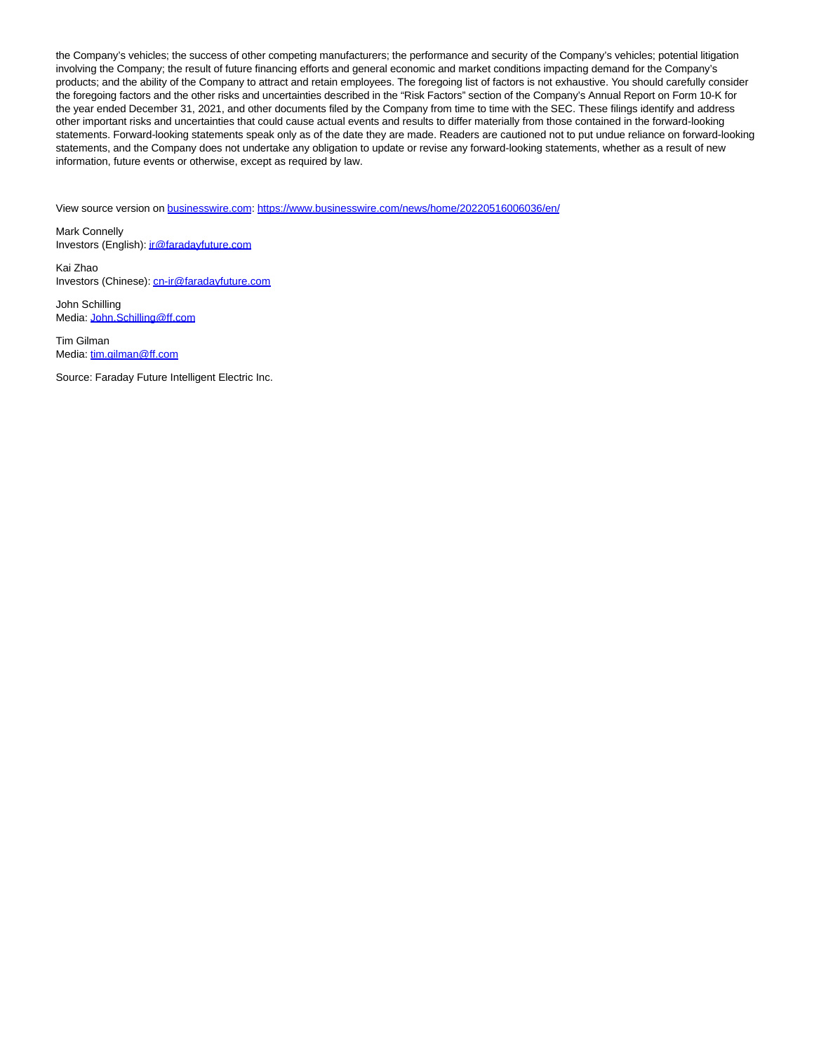the Company's vehicles; the success of other competing manufacturers; the performance and security of the Company's vehicles; potential litigation involving the Company; the result of future financing efforts and general economic and market conditions impacting demand for the Company's products; and the ability of the Company to attract and retain employees. The foregoing list of factors is not exhaustive. You should carefully consider the foregoing factors and the other risks and uncertainties described in the "Risk Factors" section of the Company's Annual Report on Form 10-K for the year ended December 31, 2021, and other documents filed by the Company from time to time with the SEC. These filings identify and address other important risks and uncertainties that could cause actual events and results to differ materially from those contained in the forward-looking statements. Forward-looking statements speak only as of the date they are made. Readers are cautioned not to put undue reliance on forward-looking statements, and the Company does not undertake any obligation to update or revise any forward-looking statements, whether as a result of new information, future events or otherwise, except as required by law.

View source version on businesswire.com: https://www.businesswire.com/news/home/20220516006036/en/

Mark Connelly
Investors (English): ir@faradayfuture.com

Kai Zhao
Investors (Chinese): cn-ir@faradayfuture.com

John Schilling
Media: John.Schilling@ff.com

Tim Gilman
Media: tim.gilman@ff.com

Source: Faraday Future Intelligent Electric Inc.